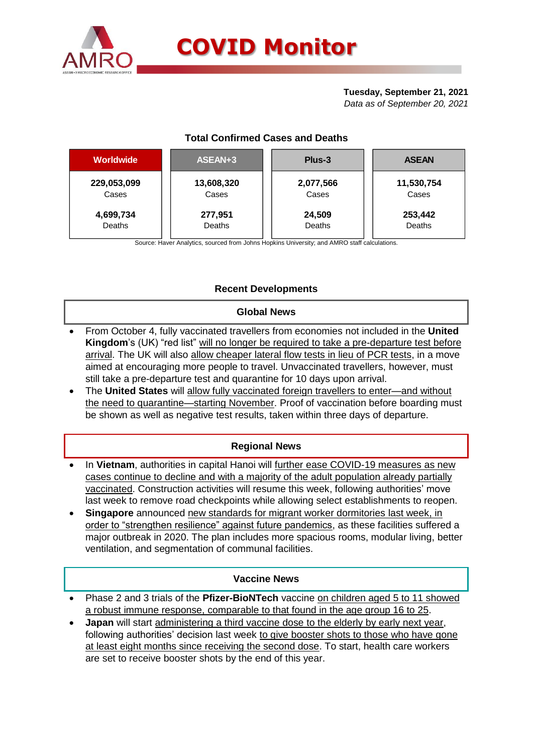# COVID Monitor

**Tuesday, September 21, 2021**
*Data as of September 20, 2021*

### Total Confirmed Cases and Deaths

| Worldwide | ASEAN+3 | Plus-3 | ASEAN |
|---|---|---|---|
| 229,053,099 Cases | 13,608,320 Cases | 2,077,566 Cases | 11,530,754 Cases |
| 4,699,734 Deaths | 277,951 Deaths | 24,509 Deaths | 253,442 Deaths |

Source: Haver Analytics, sourced from Johns Hopkins University; and AMRO staff calculations.

## Recent Developments

### Global News

- From October 4, fully vaccinated travellers from economies not included in the **United Kingdom**'s (UK) "red list" will no longer be required to take a pre-departure test before arrival. The UK will also allow cheaper lateral flow tests in lieu of PCR tests, in a move aimed at encouraging more people to travel. Unvaccinated travellers, however, must still take a pre-departure test and quarantine for 10 days upon arrival.
- The **United States** will allow fully vaccinated foreign travellers to enter—and without the need to quarantine—starting November. Proof of vaccination before boarding must be shown as well as negative test results, taken within three days of departure.

### Regional News

- In **Vietnam**, authorities in capital Hanoi will further ease COVID-19 measures as new cases continue to decline and with a majority of the adult population already partially vaccinated. Construction activities will resume this week, following authorities' move last week to remove road checkpoints while allowing select establishments to reopen.
- **Singapore** announced new standards for migrant worker dormitories last week, in order to "strengthen resilience" against future pandemics, as these facilities suffered a major outbreak in 2020. The plan includes more spacious rooms, modular living, better ventilation, and segmentation of communal facilities.

### Vaccine News

- Phase 2 and 3 trials of the **Pfizer-BioNTech** vaccine on children aged 5 to 11 showed a robust immune response, comparable to that found in the age group 16 to 25.
- **Japan** will start administering a third vaccine dose to the elderly by early next year, following authorities' decision last week to give booster shots to those who have gone at least eight months since receiving the second dose. To start, health care workers are set to receive booster shots by the end of this year.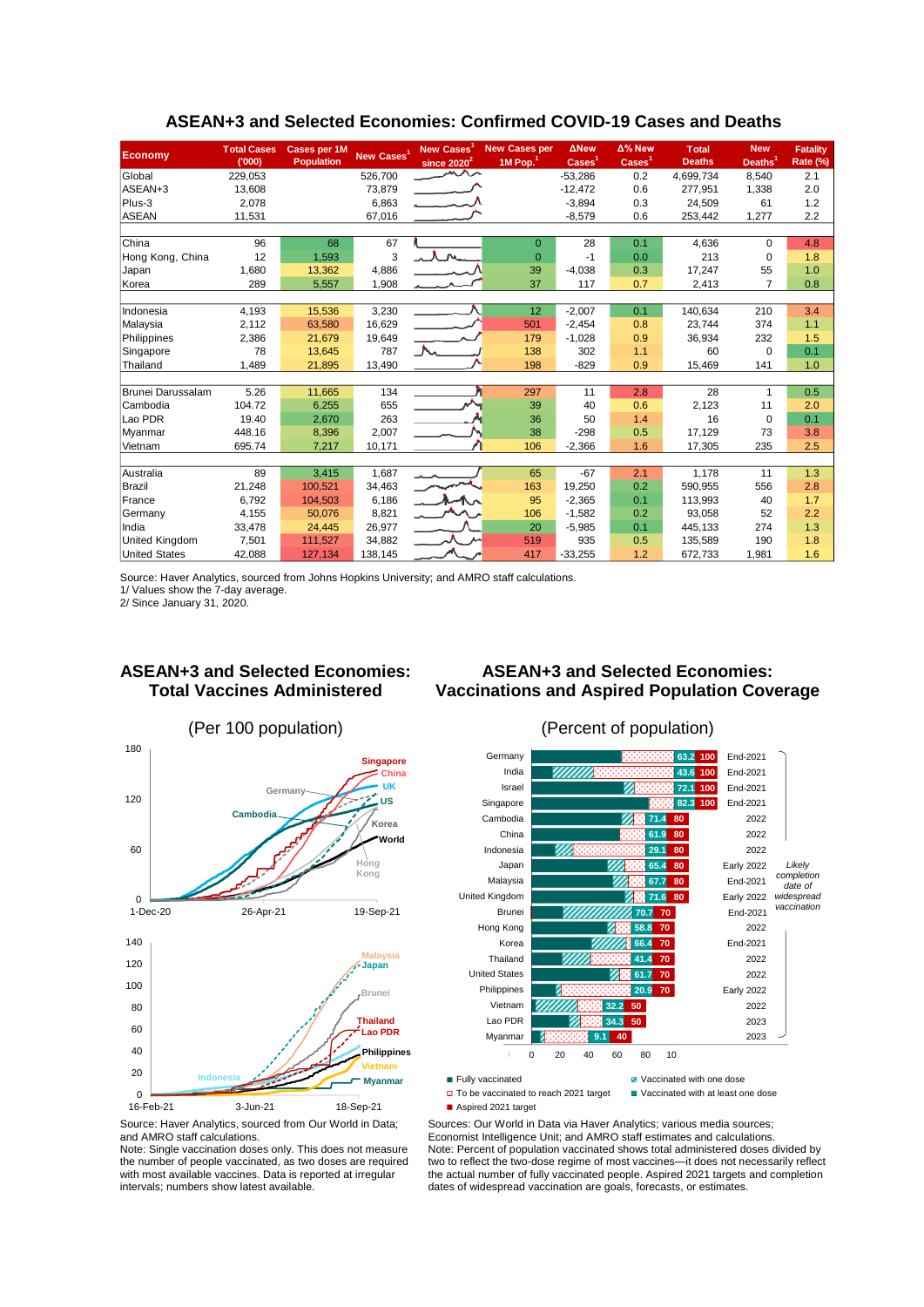## ASEAN+3 and Selected Economies: Confirmed COVID-19 Cases and Deaths

| Economy | Total Cases ('000) | Cases per 1M Population | New Cases[1] | New Cases[1] since 2020[2] | New Cases per 1M Pop.[1] | ΔNew Cases[1] | Δ% New Cases[1] | Total Deaths | New Deaths[1] | Fatality Rate (%) |
|---|---|---|---|---|---|---|---|---|---|---|
| Global | 229,053 | | 526,700 | | | -53,286 | 0.2 | 4,699,734 | 8,540 | 2.1 |
| ASEAN+3 | 13,608 | | 73,879 | | | -12,472 | 0.6 | 277,951 | 1,338 | 2.0 |
| Plus-3 | 2,078 | | 6,863 | | | -3,894 | 0.3 | 24,509 | 61 | 1.2 |
| ASEAN | 11,531 | | 67,016 | | | -8,579 | 0.6 | 253,442 | 1,277 | 2.2 |
| | | | | | | | | | | |
| China | 96 | 68 | 67 | | 0 | 28 | 0.1 | 4,636 | 0 | 4.8 |
| Hong Kong, China | 12 | 1,593 | 3 | | 0 | -1 | 0.0 | 213 | 0 | 1.8 |
| Japan | 1,680 | 13,362 | 4,886 | | 39 | -4,038 | 0.3 | 17,247 | 55 | 1.0 |
| Korea | 289 | 5,557 | 1,908 | | 37 | 117 | 0.7 | 2,413 | 7 | 0.8 |
| | | | | | | | | | | |
| Indonesia | 4,193 | 15,536 | 3,230 | | 12 | -2,007 | 0.1 | 140,634 | 210 | 3.4 |
| Malaysia | 2,112 | 63,580 | 16,629 | | 501 | -2,454 | 0.8 | 23,744 | 374 | 1.1 |
| Philippines | 2,386 | 21,679 | 19,649 | | 179 | -1,028 | 0.9 | 36,934 | 232 | 1.5 |
| Singapore | 78 | 13,645 | 787 | | 138 | 302 | 1.1 | 60 | 0 | 0.1 |
| Thailand | 1,489 | 21,895 | 13,490 | | 198 | -829 | 0.9 | 15,469 | 141 | 1.0 |
| | | | | | | | | | | |
| Brunei Darussalam | 5.26 | 11,665 | 134 | | 297 | 11 | 2.8 | 28 | 1 | 0.5 |
| Cambodia | 104.72 | 6,255 | 655 | | 39 | 40 | 0.6 | 2,123 | 11 | 2.0 |
| Lao PDR | 19.40 | 2,670 | 263 | | 36 | 50 | 1.4 | 16 | 0 | 0.1 |
| Myanmar | 448.16 | 8,396 | 2,007 | | 38 | -298 | 0.5 | 17,129 | 73 | 3.8 |
| Vietnam | 695.74 | 7,217 | 10,171 | | 106 | -2,366 | 1.6 | 17,305 | 235 | 2.5 |
| | | | | | | | | | | |
| Australia | 89 | 3,415 | 1,687 | | 65 | -67 | 2.1 | 1,178 | 11 | 1.3 |
| Brazil | 21,248 | 100,521 | 34,463 | | 163 | 19,250 | 0.2 | 590,955 | 556 | 2.8 |
| France | 6,792 | 104,503 | 6,186 | | 95 | -2,365 | 0.1 | 113,993 | 40 | 1.7 |
| Germany | 4,155 | 50,076 | 8,821 | | 106 | -1,582 | 0.2 | 93,058 | 52 | 2.2 |
| India | 33,478 | 24,445 | 26,977 | | 20 | -5,985 | 0.1 | 445,133 | 274 | 1.3 |
| United Kingdom | 7,501 | 111,527 | 34,882 | | 519 | 935 | 0.5 | 135,589 | 190 | 1.8 |
| United States | 42,088 | 127,134 | 138,145 | | 417 | -33,255 | 1.2 | 672,733 | 1,981 | 1.6 |

Source: Haver Analytics, sourced from Johns Hopkins University; and AMRO staff calculations.
1/ Values show the 7-day average.
2/ Since January 31, 2020.

## ASEAN+3 and Selected Economies: Total Vaccines Administered

(Per 100 population)

180
120
60
0
1-Dec-20
26-Apr-21
19-Sep-21
Singapore
China
UK
US
Germany
Cambodia
Korea
World
Hong Kong

140
120
100
80
60
40
20
0
16-Feb-21
3-Jun-21
18-Sep-21
Malaysia
Japan
Brunei
Thailand
Lao PDR
Philippines
Vietnam
Myanmar
Indonesia

Source: Haver Analytics, sourced from Our World in Data; and AMRO staff calculations.
Note: Single vaccination doses only. This does not measure the number of people vaccinated, as two doses are required with most available vaccines. Data is reported at irregular intervals; numbers show latest available.

## ASEAN+3 and Selected Economies: Vaccinations and Aspired Population Coverage

(Percent of population)

Germany 63.2 100 End-2021
India 43.6 100 End-2021
Israel 72.1 100 End-2021
Singapore 82.3 100 End-2021
Cambodia 71.4 80 2022
China 61.9 80 2022
Indonesia 29.1 80 2022
Japan 65.4 80 Early 2022
Malaysia 67.7 80 End-2021
United Kingdom 71.6 80 Early 2022
Brunei 70.7 70 End-2021
Hong Kong 58.8 70 2022
Korea 66.4 70 End-2021
Thailand 41.4 70 2022
United States 61.7 70 2022
Philippines 20.9 70 Early 2022
Vietnam 32.2 50 2022
Lao PDR 34.3 50 2023
Myanmar 9.1 40 2023

0 20 40 60 80 10

*Likely completion date of widespread vaccination*

Fully vaccinated
Vaccinated with one dose
To be vaccinated to reach 2021 target
Vaccinated with at least one dose
Aspired 2021 target

Sources: Our World in Data via Haver Analytics; various media sources; Economist Intelligence Unit; and AMRO staff estimates and calculations.
Note: Percent of population vaccinated shows total administered doses divided by two to reflect the two-dose regime of most vaccines—it does not necessarily reflect the actual number of fully vaccinated people. Aspired 2021 targets and completion dates of widespread vaccination are goals, forecasts, or estimates.